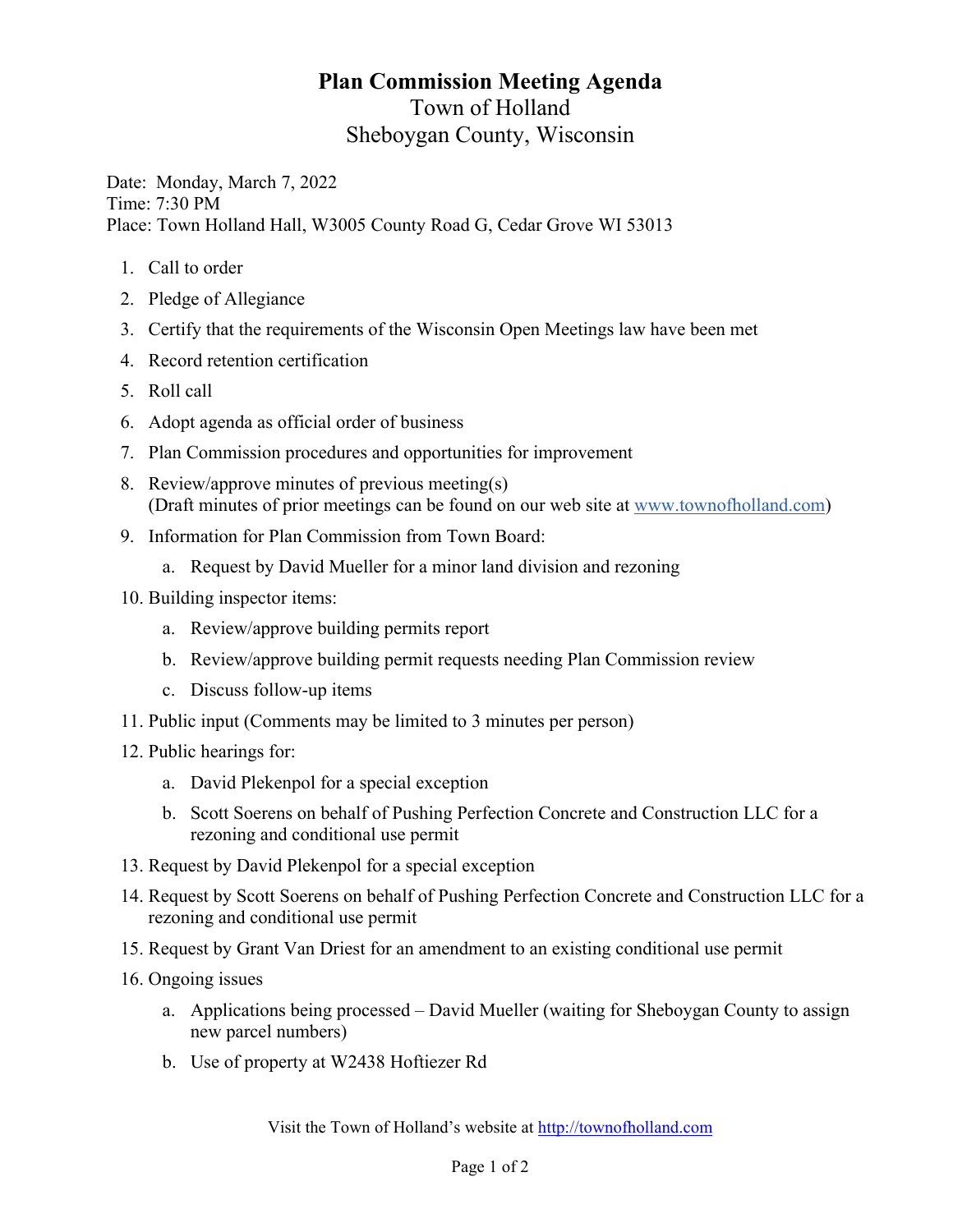# Plan Commission Meeting Agenda

Town of Holland
Sheboygan County, Wisconsin

Date: Monday, March 7, 2022
Time: 7:30 PM
Place: Town Holland Hall, W3005 County Road G, Cedar Grove WI 53013

1. Call to order
2. Pledge of Allegiance
3. Certify that the requirements of the Wisconsin Open Meetings law have been met
4. Record retention certification
5. Roll call
6. Adopt agenda as official order of business
7. Plan Commission procedures and opportunities for improvement
8. Review/approve minutes of previous meeting(s)
   (Draft minutes of prior meetings can be found on our web site at www.townofholland.com)
9. Information for Plan Commission from Town Board:
   a. Request by David Mueller for a minor land division and rezoning
10. Building inspector items:
    a. Review/approve building permits report
    b. Review/approve building permit requests needing Plan Commission review
    c. Discuss follow-up items
11. Public input (Comments may be limited to 3 minutes per person)
12. Public hearings for:
    a. David Plekenpol for a special exception
    b. Scott Soerens on behalf of Pushing Perfection Concrete and Construction LLC for a rezoning and conditional use permit
13. Request by David Plekenpol for a special exception
14. Request by Scott Soerens on behalf of Pushing Perfection Concrete and Construction LLC for a rezoning and conditional use permit
15. Request by Grant Van Driest for an amendment to an existing conditional use permit
16. Ongoing issues
    a. Applications being processed – David Mueller (waiting for Sheboygan County to assign new parcel numbers)
    b. Use of property at W2438 Hoftiezer Rd

Visit the Town of Holland's website at http://townofholland.com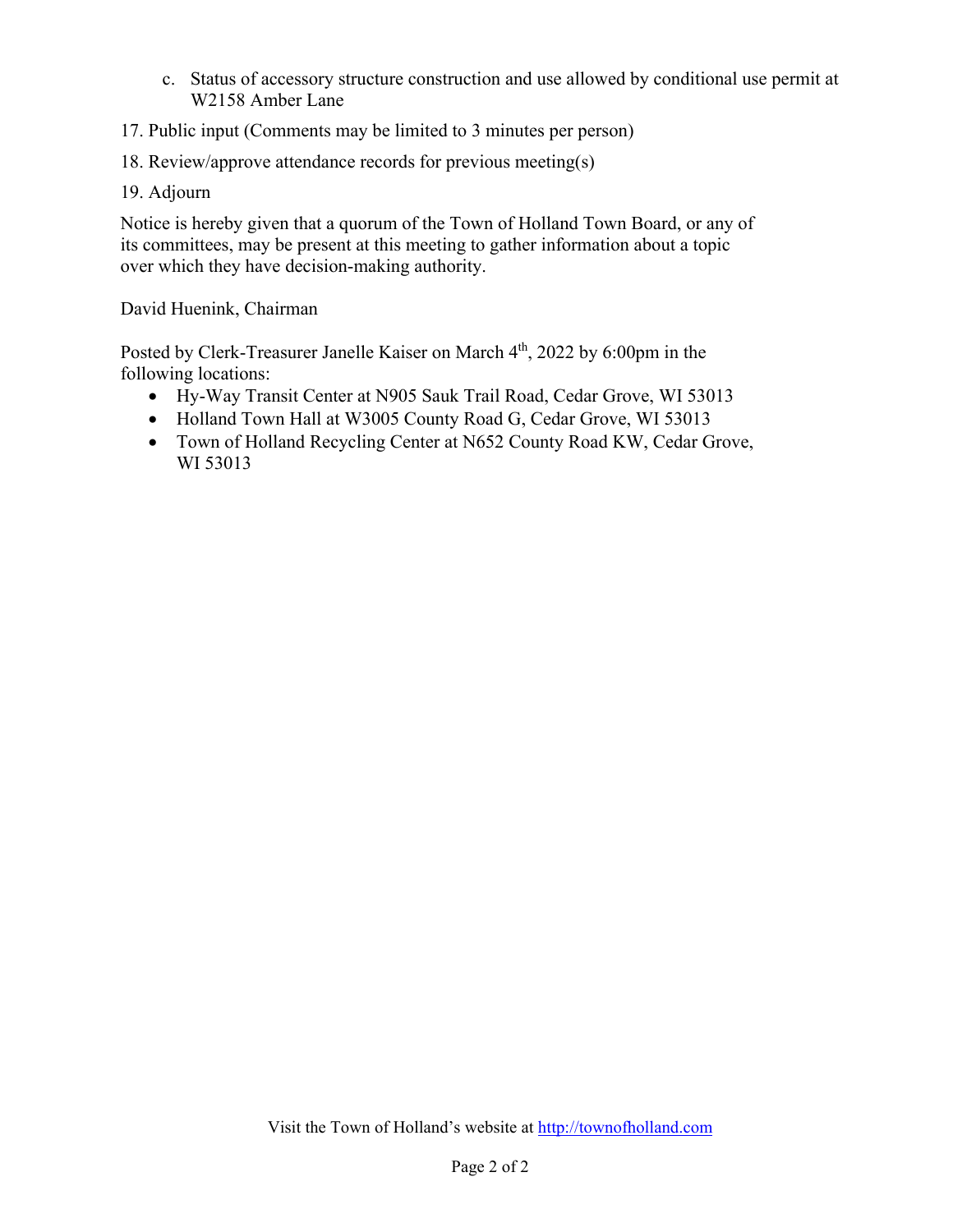c. Status of accessory structure construction and use allowed by conditional use permit at W2158 Amber Lane

17. Public input (Comments may be limited to 3 minutes per person)

18. Review/approve attendance records for previous meeting(s)

19. Adjourn

Notice is hereby given that a quorum of the Town of Holland Town Board, or any of its committees, may be present at this meeting to gather information about a topic over which they have decision-making authority.

David Huenink, Chairman

Posted by Clerk-Treasurer Janelle Kaiser on March 4th, 2022 by 6:00pm in the following locations:

- Hy-Way Transit Center at N905 Sauk Trail Road, Cedar Grove, WI 53013
- Holland Town Hall at W3005 County Road G, Cedar Grove, WI 53013
- Town of Holland Recycling Center at N652 County Road KW, Cedar Grove, WI 53013

Visit the Town of Holland's website at http://townofholland.com